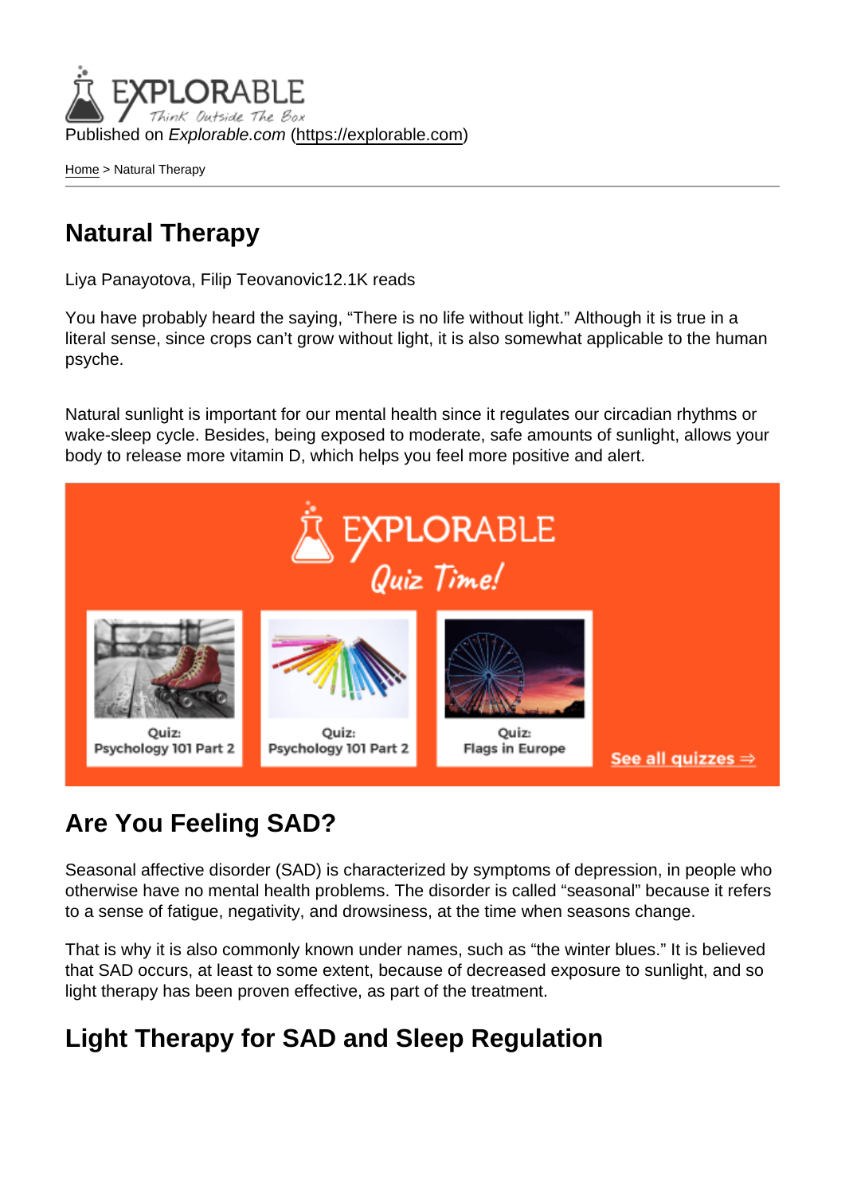Published on *Explorable.com* (https://explorable.com)

Home > Natural Therapy

# Natural Therapy

Liya Panayotova, Filip Teovanovic12.1K reads

You have probably heard the saying, “There is no life without light.” Although it is true in a literal sense, since crops can’t grow without light, it is also somewhat applicable to the human psyche.

Natural sunlight is important for our mental health since it regulates our circadian rhythms or wake-sleep cycle. Besides, being exposed to moderate, safe amounts of sunlight, allows your body to release more vitamin D, which helps you feel more positive and alert.

## Are You Feeling SAD?

Seasonal affective disorder (SAD) is characterized by symptoms of depression, in people who otherwise have no mental health problems. The disorder is called “seasonal” because it refers to a sense of fatigue, negativity, and drowsiness, at the time when seasons change.

That is why it is also commonly known under names, such as “the winter blues.” It is believed that SAD occurs, at least to some extent, because of decreased exposure to sunlight, and so light therapy has been proven effective, as part of the treatment.

## Light Therapy for SAD and Sleep Regulation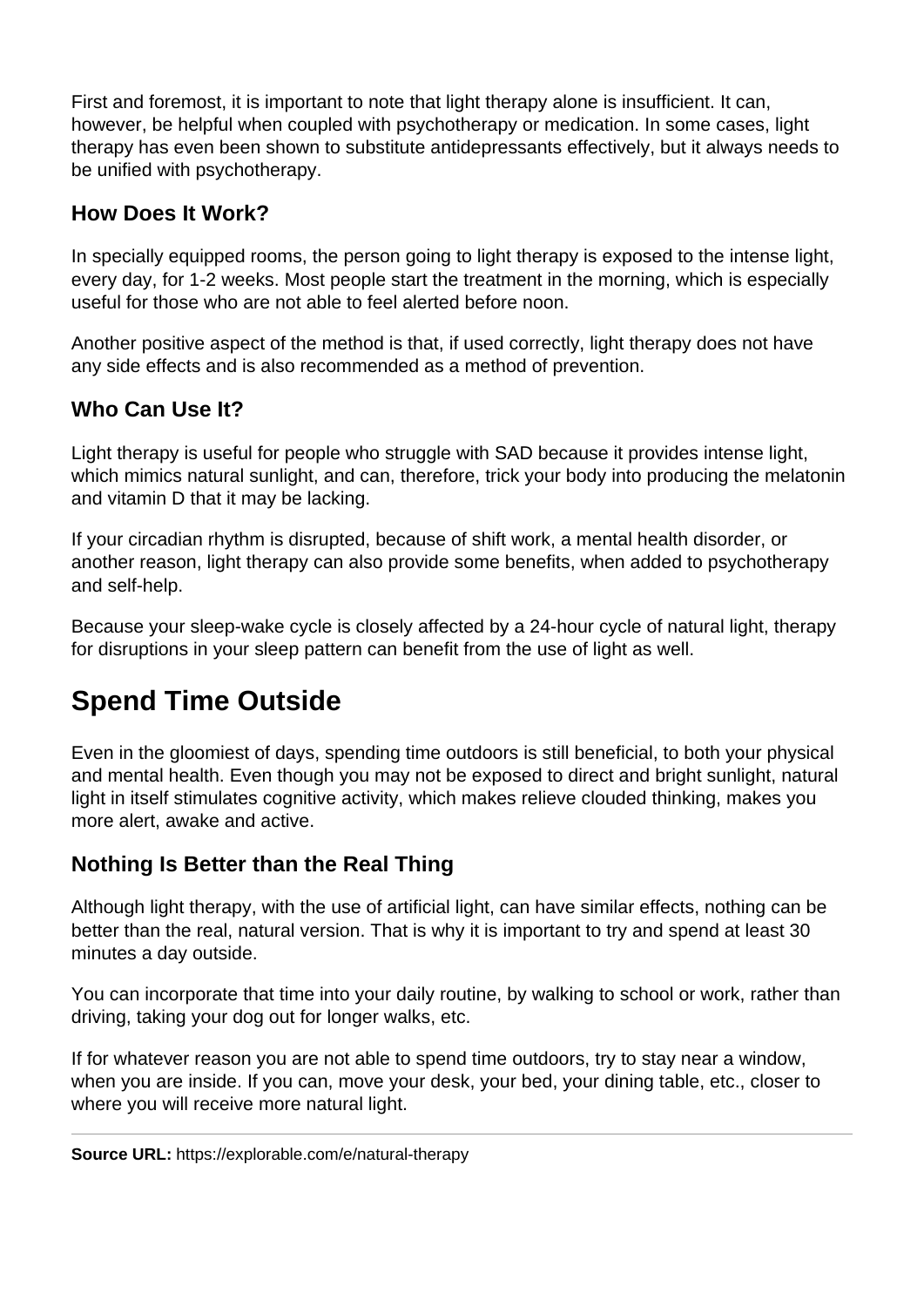First and foremost, it is important to note that light therapy alone is insufficient. It can, however, be helpful when coupled with psychotherapy or medication. In some cases, light therapy has even been shown to substitute antidepressants effectively, but it always needs to be unified with psychotherapy.

### How Does It Work?

In specially equipped rooms, the person going to light therapy is exposed to the intense light, every day, for 1-2 weeks. Most people start the treatment in the morning, which is especially useful for those who are not able to feel alerted before noon.

Another positive aspect of the method is that, if used correctly, light therapy does not have any side effects and is also recommended as a method of prevention.

### Who Can Use It?

Light therapy is useful for people who struggle with SAD because it provides intense light, which mimics natural sunlight, and can, therefore, trick your body into producing the melatonin and vitamin D that it may be lacking.

If your circadian rhythm is disrupted, because of shift work, a mental health disorder, or another reason, light therapy can also provide some benefits, when added to psychotherapy and self-help.

Because your sleep-wake cycle is closely affected by a 24-hour cycle of natural light, therapy for disruptions in your sleep pattern can benefit from the use of light as well.

## Spend Time Outside

Even in the gloomiest of days, spending time outdoors is still beneficial, to both your physical and mental health. Even though you may not be exposed to direct and bright sunlight, natural light in itself stimulates cognitive activity, which makes relieve clouded thinking, makes you more alert, awake and active.

### Nothing Is Better than the Real Thing

Although light therapy, with the use of artificial light, can have similar effects, nothing can be better than the real, natural version. That is why it is important to try and spend at least 30 minutes a day outside.

You can incorporate that time into your daily routine, by walking to school or work, rather than driving, taking your dog out for longer walks, etc.

If for whatever reason you are not able to spend time outdoors, try to stay near a window, when you are inside. If you can, move your desk, your bed, your dining table, etc., closer to where you will receive more natural light.

---

**Source URL:** https://explorable.com/e/natural-therapy